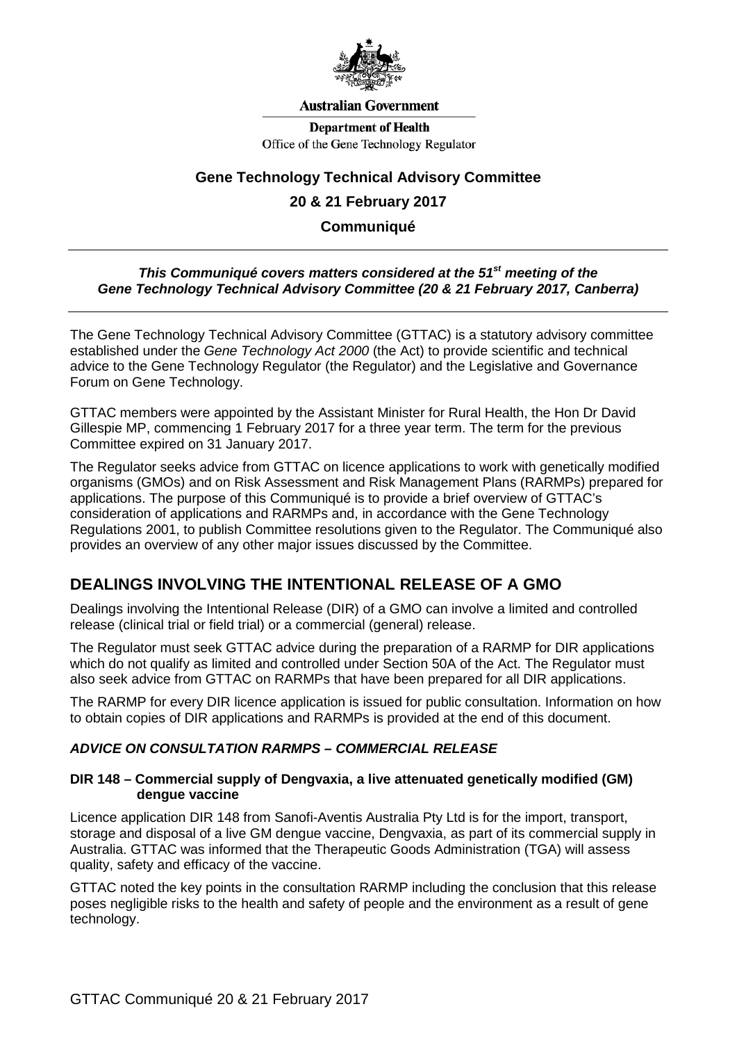Australian Government

Department of Health

Office of the Gene Technology Regulator

# Gene Technology Technical Advisory Committee

## 20 & 21 February 2017

## Communiqué

***This Communiqué covers matters considered at the 51st meeting of the Gene Technology Technical Advisory Committee (20 & 21 February 2017, Canberra)***

The Gene Technology Technical Advisory Committee (GTTAC) is a statutory advisory committee established under the *Gene Technology Act 2000* (the Act) to provide scientific and technical advice to the Gene Technology Regulator (the Regulator) and the Legislative and Governance Forum on Gene Technology.

GTTAC members were appointed by the Assistant Minister for Rural Health, the Hon Dr David Gillespie MP, commencing 1 February 2017 for a three year term. The term for the previous Committee expired on 31 January 2017.

The Regulator seeks advice from GTTAC on licence applications to work with genetically modified organisms (GMOs) and on Risk Assessment and Risk Management Plans (RARMPs) prepared for applications. The purpose of this Communiqué is to provide a brief overview of GTTAC's consideration of applications and RARMPs and, in accordance with the Gene Technology Regulations 2001, to publish Committee resolutions given to the Regulator. The Communiqué also provides an overview of any other major issues discussed by the Committee.

## DEALINGS INVOLVING THE INTENTIONAL RELEASE OF A GMO

Dealings involving the Intentional Release (DIR) of a GMO can involve a limited and controlled release (clinical trial or field trial) or a commercial (general) release.

The Regulator must seek GTTAC advice during the preparation of a RARMP for DIR applications which do not qualify as limited and controlled under Section 50A of the Act. The Regulator must also seek advice from GTTAC on RARMPs that have been prepared for all DIR applications.

The RARMP for every DIR licence application is issued for public consultation. Information on how to obtain copies of DIR applications and RARMPs is provided at the end of this document.

### *ADVICE ON CONSULTATION RARMPS – COMMERCIAL RELEASE*

#### DIR 148 – Commercial supply of Dengvaxia, a live attenuated genetically modified (GM) dengue vaccine

Licence application DIR 148 from Sanofi-Aventis Australia Pty Ltd is for the import, transport, storage and disposal of a live GM dengue vaccine, Dengvaxia, as part of its commercial supply in Australia. GTTAC was informed that the Therapeutic Goods Administration (TGA) will assess quality, safety and efficacy of the vaccine.

GTTAC noted the key points in the consultation RARMP including the conclusion that this release poses negligible risks to the health and safety of people and the environment as a result of gene technology.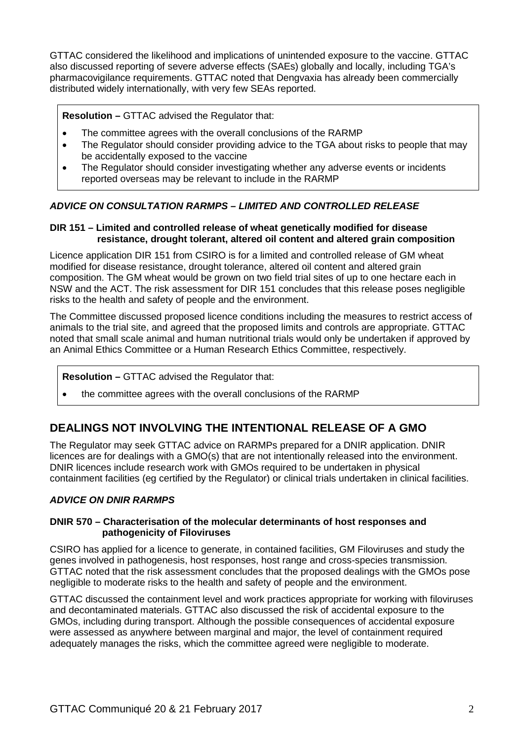GTTAC considered the likelihood and implications of unintended exposure to the vaccine. GTTAC also discussed reporting of severe adverse effects (SAEs) globally and locally, including TGA's pharmacovigilance requirements. GTTAC noted that Dengvaxia has already been commercially distributed widely internationally, with very few SEAs reported.

**Resolution –** GTTAC advised the Regulator that:

- The committee agrees with the overall conclusions of the RARMP
- The Regulator should consider providing advice to the TGA about risks to people that may be accidentally exposed to the vaccine
- The Regulator should consider investigating whether any adverse events or incidents reported overseas may be relevant to include in the RARMP

### *ADVICE ON CONSULTATION RARMPS – LIMITED AND CONTROLLED RELEASE*

#### DIR 151 – Limited and controlled release of wheat genetically modified for disease resistance, drought tolerant, altered oil content and altered grain composition

Licence application DIR 151 from CSIRO is for a limited and controlled release of GM wheat modified for disease resistance, drought tolerance, altered oil content and altered grain composition. The GM wheat would be grown on two field trial sites of up to one hectare each in NSW and the ACT. The risk assessment for DIR 151 concludes that this release poses negligible risks to the health and safety of people and the environment.

The Committee discussed proposed licence conditions including the measures to restrict access of animals to the trial site, and agreed that the proposed limits and controls are appropriate. GTTAC noted that small scale animal and human nutritional trials would only be undertaken if approved by an Animal Ethics Committee or a Human Research Ethics Committee, respectively.

**Resolution –** GTTAC advised the Regulator that:

- the committee agrees with the overall conclusions of the RARMP

## DEALINGS NOT INVOLVING THE INTENTIONAL RELEASE OF A GMO

The Regulator may seek GTTAC advice on RARMPs prepared for a DNIR application. DNIR licences are for dealings with a GMO(s) that are not intentionally released into the environment. DNIR licences include research work with GMOs required to be undertaken in physical containment facilities (eg certified by the Regulator) or clinical trials undertaken in clinical facilities.

### *ADVICE ON DNIR RARMPS*

#### DNIR 570 – Characterisation of the molecular determinants of host responses and pathogenicity of Filoviruses

CSIRO has applied for a licence to generate, in contained facilities, GM Filoviruses and study the genes involved in pathogenesis, host responses, host range and cross-species transmission. GTTAC noted that the risk assessment concludes that the proposed dealings with the GMOs pose negligible to moderate risks to the health and safety of people and the environment.

GTTAC discussed the containment level and work practices appropriate for working with filoviruses and decontaminated materials. GTTAC also discussed the risk of accidental exposure to the GMOs, including during transport. Although the possible consequences of accidental exposure were assessed as anywhere between marginal and major, the level of containment required adequately manages the risks, which the committee agreed were negligible to moderate.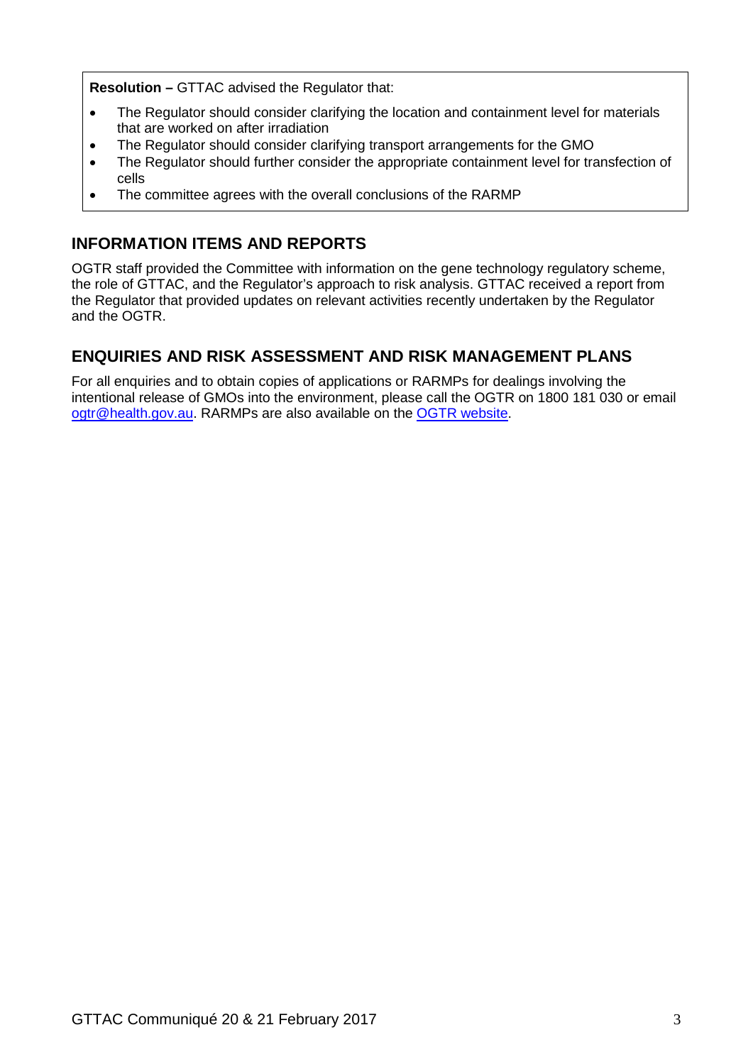**Resolution –** GTTAC advised the Regulator that:

- The Regulator should consider clarifying the location and containment level for materials that are worked on after irradiation
- The Regulator should consider clarifying transport arrangements for the GMO
- The Regulator should further consider the appropriate containment level for transfection of cells
- The committee agrees with the overall conclusions of the RARMP

## INFORMATION ITEMS AND REPORTS

OGTR staff provided the Committee with information on the gene technology regulatory scheme, the role of GTTAC, and the Regulator's approach to risk analysis. GTTAC received a report from the Regulator that provided updates on relevant activities recently undertaken by the Regulator and the OGTR.

## ENQUIRIES AND RISK ASSESSMENT AND RISK MANAGEMENT PLANS

For all enquiries and to obtain copies of applications or RARMPs for dealings involving the intentional release of GMOs into the environment, please call the OGTR on 1800 181 030 or email ogtr@health.gov.au. RARMPs are also available on the OGTR website.